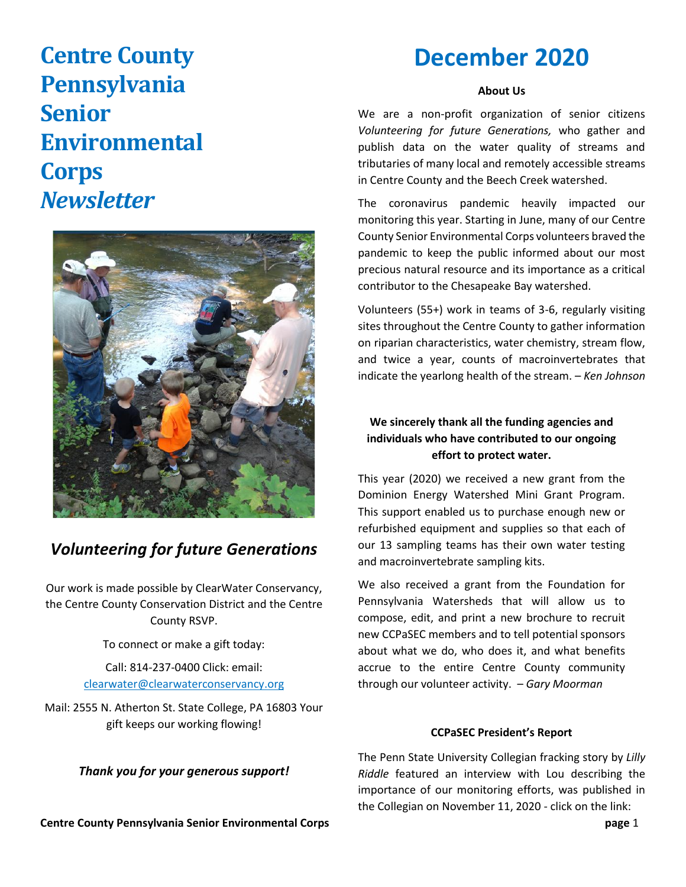# Centre County Pennsylvania Senior Environmental Corps *Newsletter*

## *Volunteering for future Generations*

Our work is made possible by ClearWater Conservancy, the Centre County Conservation District and the Centre County RSVP.

To connect or make a gift today:

Call: 814-237-0400 Click: email: clearwater@clearwaterconservancy.org

Mail: 2555 N. Atherton St. State College, PA 16803 Your gift keeps our working flowing!

***Thank you for your generous support!***

# December 2020

**About Us**

We are a non-profit organization of senior citizens *Volunteering for future Generations,* who gather and publish data on the water quality of streams and tributaries of many local and remotely accessible streams in Centre County and the Beech Creek watershed.

The coronavirus pandemic heavily impacted our monitoring this year. Starting in June, many of our Centre County Senior Environmental Corps volunteers braved the pandemic to keep the public informed about our most precious natural resource and its importance as a critical contributor to the Chesapeake Bay watershed.

Volunteers (55+) work in teams of 3-6, regularly visiting sites throughout the Centre County to gather information on riparian characteristics, water chemistry, stream flow, and twice a year, counts of macroinvertebrates that indicate the yearlong health of the stream. – *Ken Johnson*

**We sincerely thank all the funding agencies and individuals who have contributed to our ongoing effort to protect water.**

This year (2020) we received a new grant from the Dominion Energy Watershed Mini Grant Program. This support enabled us to purchase enough new or refurbished equipment and supplies so that each of our 13 sampling teams has their own water testing and macroinvertebrate sampling kits.

We also received a grant from the Foundation for Pennsylvania Watersheds that will allow us to compose, edit, and print a new brochure to recruit new CCPaSEC members and to tell potential sponsors about what we do, who does it, and what benefits accrue to the entire Centre County community through our volunteer activity. – *Gary Moorman*

**CCPaSEC President's Report**

The Penn State University Collegian fracking story by *Lilly Riddle* featured an interview with Lou describing the importance of our monitoring efforts, was published in the Collegian on November 11, 2020 - click on the link: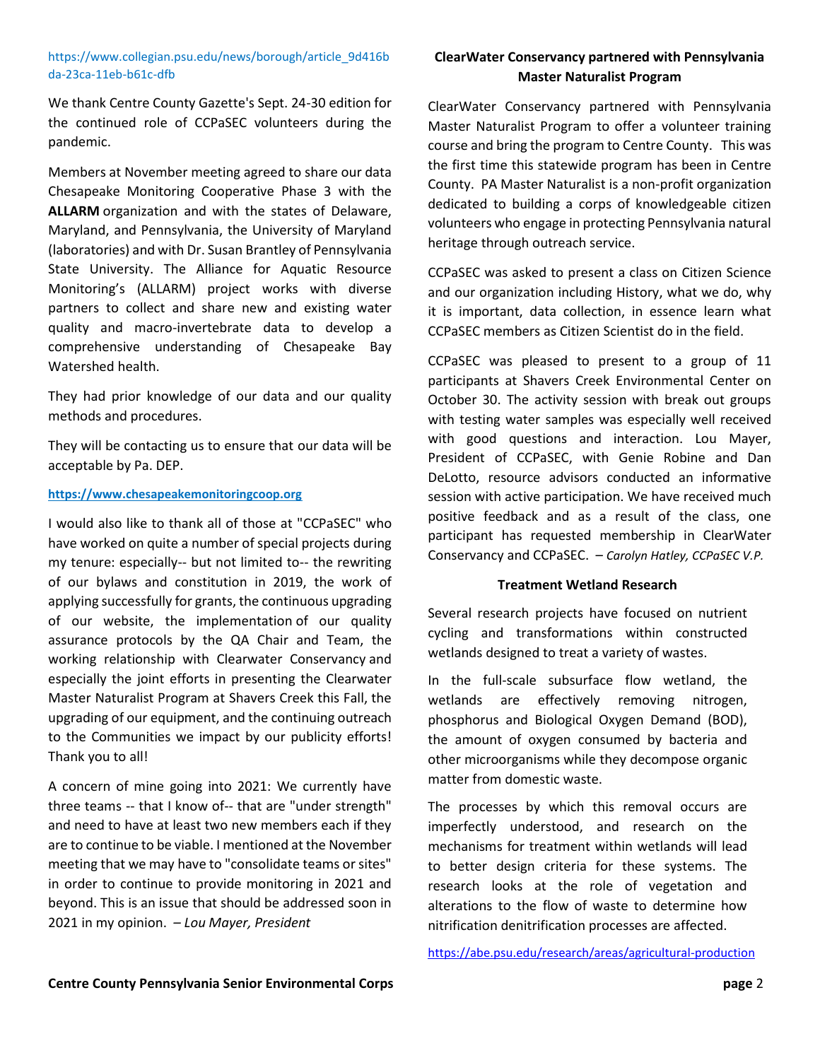https://www.collegian.psu.edu/news/borough/article_9d416bda-23ca-11eb-b61c-dfb

We thank Centre County Gazette's Sept. 24-30 edition for the continued role of CCPaSEC volunteers during the pandemic.

Members at November meeting agreed to share our data Chesapeake Monitoring Cooperative Phase 3 with the **ALLARM** organization and with the states of Delaware, Maryland, and Pennsylvania, the University of Maryland (laboratories) and with Dr. Susan Brantley of Pennsylvania State University. The Alliance for Aquatic Resource Monitoring's (ALLARM) project works with diverse partners to collect and share new and existing water quality and macro-invertebrate data to develop a comprehensive understanding of Chesapeake Bay Watershed health.

They had prior knowledge of our data and our quality methods and procedures.

They will be contacting us to ensure that our data will be acceptable by Pa. DEP.

**https://www.chesapeakemonitoringcoop.org**

I would also like to thank all of those at "CCPaSEC" who have worked on quite a number of special projects during my tenure: especially-- but not limited to-- the rewriting of our bylaws and constitution in 2019, the work of applying successfully for grants, the continuous upgrading of our website, the implementation of our quality assurance protocols by the QA Chair and Team, the working relationship with Clearwater Conservancy and especially the joint efforts in presenting the Clearwater Master Naturalist Program at Shavers Creek this Fall, the upgrading of our equipment, and the continuing outreach to the Communities we impact by our publicity efforts! Thank you to all!

A concern of mine going into 2021: We currently have three teams -- that I know of-- that are "under strength" and need to have at least two new members each if they are to continue to be viable. I mentioned at the November meeting that we may have to "consolidate teams or sites" in order to continue to provide monitoring in 2021 and beyond. This is an issue that should be addressed soon in 2021 in my opinion. – *Lou Mayer, President*

### ClearWater Conservancy partnered with Pennsylvania Master Naturalist Program

ClearWater Conservancy partnered with Pennsylvania Master Naturalist Program to offer a volunteer training course and bring the program to Centre County. This was the first time this statewide program has been in Centre County. PA Master Naturalist is a non-profit organization dedicated to building a corps of knowledgeable citizen volunteers who engage in protecting Pennsylvania natural heritage through outreach service.

CCPaSEC was asked to present a class on Citizen Science and our organization including History, what we do, why it is important, data collection, in essence learn what CCPaSEC members as Citizen Scientist do in the field.

CCPaSEC was pleased to present to a group of 11 participants at Shavers Creek Environmental Center on October 30. The activity session with break out groups with testing water samples was especially well received with good questions and interaction. Lou Mayer, President of CCPaSEC, with Genie Robine and Dan DeLotto, resource advisors conducted an informative session with active participation. We have received much positive feedback and as a result of the class, one participant has requested membership in ClearWater Conservancy and CCPaSEC. – *Carolyn Hatley, CCPaSEC V.P.*

### Treatment Wetland Research

Several research projects have focused on nutrient cycling and transformations within constructed wetlands designed to treat a variety of wastes.

In the full-scale subsurface flow wetland, the wetlands are effectively removing nitrogen, phosphorus and Biological Oxygen Demand (BOD), the amount of oxygen consumed by bacteria and other microorganisms while they decompose organic matter from domestic waste.

The processes by which this removal occurs are imperfectly understood, and research on the mechanisms for treatment within wetlands will lead to better design criteria for these systems. The research looks at the role of vegetation and alterations to the flow of waste to determine how nitrification denitrification processes are affected.

https://abe.psu.edu/research/areas/agricultural-production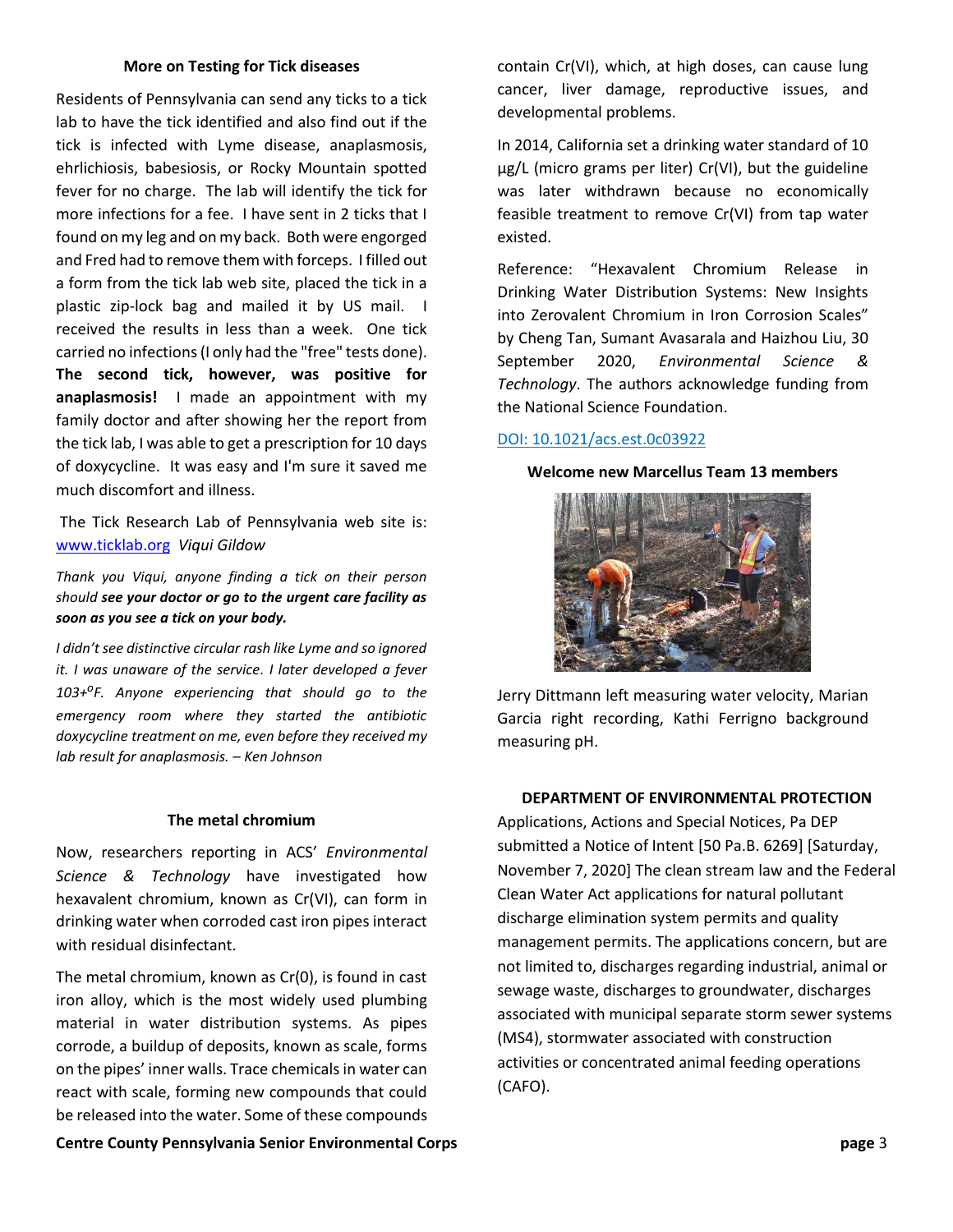### More on Testing for Tick diseases

Residents of Pennsylvania can send any ticks to a tick lab to have the tick identified and also find out if the tick is infected with Lyme disease, anaplasmosis, ehrlichiosis, babesiosis, or Rocky Mountain spotted fever for no charge. The lab will identify the tick for more infections for a fee. I have sent in 2 ticks that I found on my leg and on my back. Both were engorged and Fred had to remove them with forceps. I filled out a form from the tick lab web site, placed the tick in a plastic zip-lock bag and mailed it by US mail. I received the results in less than a week. One tick carried no infections (I only had the "free" tests done). **The second tick, however, was positive for anaplasmosis!** I made an appointment with my family doctor and after showing her the report from the tick lab, I was able to get a prescription for 10 days of doxycycline. It was easy and I'm sure it saved me much discomfort and illness.

The Tick Research Lab of Pennsylvania web site is: [www.ticklab.org](http://www.ticklab.org) *Viqui Gildow*

*Thank you Viqui, anyone finding a tick on their person should* ***see your doctor or go to the urgent care facility as soon as you see a tick on your body.***

*I didn't see distinctive circular rash like Lyme and so ignored it. I was unaware of the service. I later developed a fever 103+$^{o}$F. Anyone experiencing that should go to the emergency room where they started the antibiotic doxycycline treatment on me, even before they received my lab result for anaplasmosis. – Ken Johnson*

### The metal chromium

Now, researchers reporting in ACS' *Environmental Science & Technology* have investigated how hexavalent chromium, known as Cr(VI), can form in drinking water when corroded cast iron pipes interact with residual disinfectant.

The metal chromium, known as Cr(0), is found in cast iron alloy, which is the most widely used plumbing material in water distribution systems. As pipes corrode, a buildup of deposits, known as scale, forms on the pipes' inner walls. Trace chemicals in water can react with scale, forming new compounds that could be released into the water. Some of these compounds contain Cr(VI), which, at high doses, can cause lung cancer, liver damage, reproductive issues, and developmental problems.

In 2014, California set a drinking water standard of 10 μg/L (micro grams per liter) Cr(VI), but the guideline was later withdrawn because no economically feasible treatment to remove Cr(VI) from tap water existed.

Reference: "Hexavalent Chromium Release in Drinking Water Distribution Systems: New Insights into Zerovalent Chromium in Iron Corrosion Scales" by Cheng Tan, Sumant Avasarala and Haizhou Liu, 30 September 2020, *Environmental Science & Technology*. The authors acknowledge funding from the National Science Foundation.

[DOI: 10.1021/acs.est.0c03922](https://doi.org/10.1021/acs.est.0c03922)

### Welcome new Marcellus Team 13 members

Jerry Dittmann left measuring water velocity, Marian Garcia right recording, Kathi Ferrigno background measuring pH.

### DEPARTMENT OF ENVIRONMENTAL PROTECTION

Applications, Actions and Special Notices, Pa DEP submitted a Notice of Intent [50 Pa.B. 6269] [Saturday, November 7, 2020] The clean stream law and the Federal Clean Water Act applications for natural pollutant discharge elimination system permits and quality management permits. The applications concern, but are not limited to, discharges regarding industrial, animal or sewage waste, discharges to groundwater, discharges associated with municipal separate storm sewer systems (MS4), stormwater associated with construction activities or concentrated animal feeding operations (CAFO).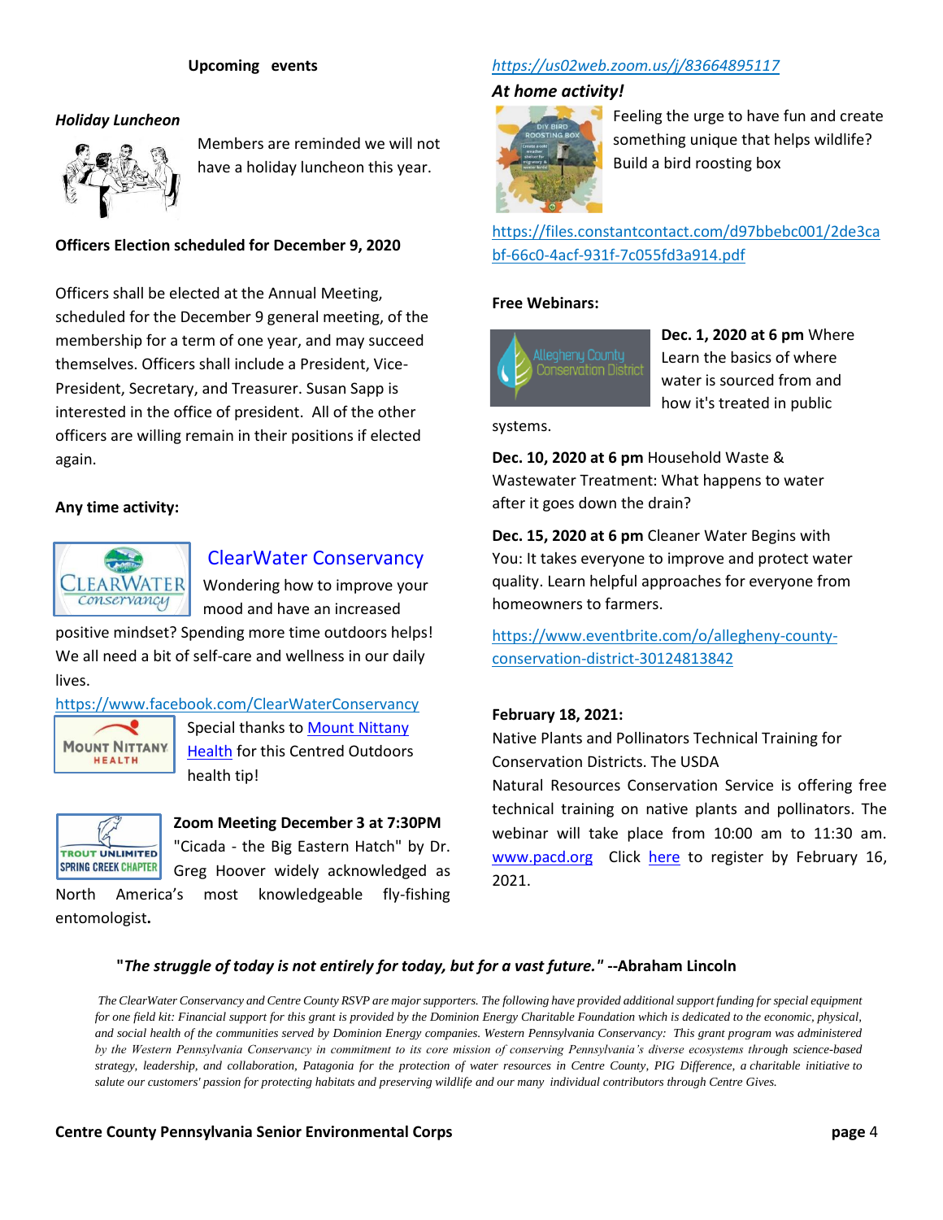## Upcoming events

***Holiday Luncheon***

Members are reminded we will not have a holiday luncheon this year.

**Officers Election scheduled for December 9, 2020**

Officers shall be elected at the Annual Meeting, scheduled for the December 9 general meeting, of the membership for a term of one year, and may succeed themselves. Officers shall include a President, Vice-President, Secretary, and Treasurer. Susan Sapp is interested in the office of president. All of the other officers are willing remain in their positions if elected again.

**Any time activity:**

ClearWater Conservancy

Wondering how to improve your mood and have an increased positive mindset? Spending more time outdoors helps! We all need a bit of self-care and wellness in our daily lives.

https://www.facebook.com/ClearWaterConservancy

Special thanks to Mount Nittany Health for this Centred Outdoors health tip!

**Zoom Meeting December 3 at 7:30PM**

"Cicada - the Big Eastern Hatch" by Dr. Greg Hoover widely acknowledged as North America's most knowledgeable fly-fishing entomologist**.**

*https://us02web.zoom.us/j/83664895117*

***At home activity!***

Feeling the urge to have fun and create something unique that helps wildlife? Build a bird roosting box

https://files.constantcontact.com/d97bbebc001/2de3cabf-66c0-4acf-931f-7c055fd3a914.pdf

**Free Webinars:**

**Dec. 1, 2020 at 6 pm** Where Learn the basics of where water is sourced from and how it's treated in public systems.

**Dec. 10, 2020 at 6 pm** Household Waste & Wastewater Treatment: What happens to water after it goes down the drain?

**Dec. 15, 2020 at 6 pm** Cleaner Water Begins with You: It takes everyone to improve and protect water quality. Learn helpful approaches for everyone from homeowners to farmers.

https://www.eventbrite.com/o/allegheny-county-conservation-district-30124813842

**February 18, 2021:**

Native Plants and Pollinators Technical Training for Conservation Districts. The USDA Natural Resources Conservation Service is offering free technical training on native plants and pollinators. The webinar will take place from 10:00 am to 11:30 am. www.pacd.org Click here to register by February 16, 2021.

**"*The struggle of today is not entirely for today, but for a vast future.*" --Abraham Lincoln**

*The ClearWater Conservancy and Centre County RSVP are major supporters. The following have provided additional support funding for special equipment for one field kit: Financial support for this grant is provided by the Dominion Energy Charitable Foundation which is dedicated to the economic, physical, and social health of the communities served by Dominion Energy companies. Western Pennsylvania Conservancy: This grant program was administered by the Western Pennsylvania Conservancy in commitment to its core mission of conserving Pennsylvania's diverse ecosystems through science-based strategy, leadership, and collaboration, Patagonia for the protection of water resources in Centre County, PIG Difference, a charitable initiative to salute our customers' passion for protecting habitats and preserving wildlife and our many individual contributors through Centre Gives.*